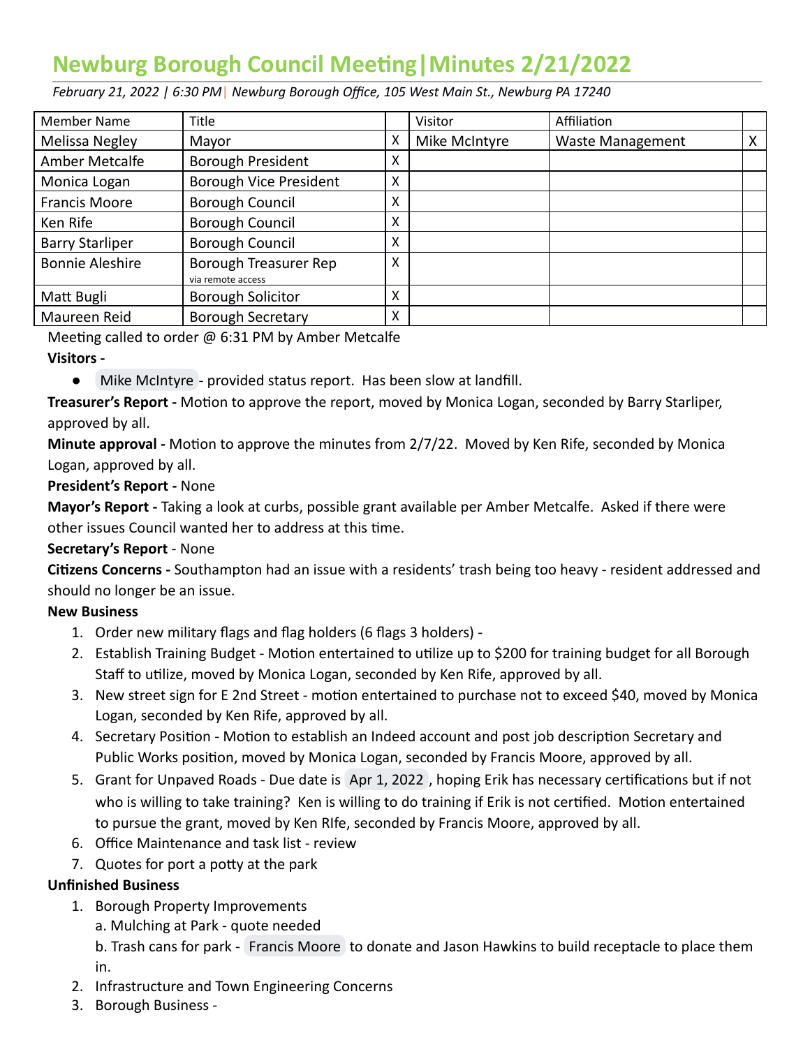# Newburg Borough Council Meeting|Minutes 2/21/2022

*February 21, 2022 | 6:30 PM| Newburg Borough Office, 105 West Main St., Newburg PA 17240*

| Member Name | Title | | Visitor | Affiliation | |
|---|---|---|---|---|---|
| Melissa Negley | Mayor | X | Mike McIntyre | Waste Management | X |
| Amber Metcalfe | Borough President | X | | | |
| Monica Logan | Borough Vice President | X | | | |
| Francis Moore | Borough Council | X | | | |
| Ken Rife | Borough Council | X | | | |
| Barry Starliper | Borough Council | X | | | |
| Bonnie Aleshire | Borough Treasurer Rep via remote access | X | | | |
| Matt Bugli | Borough Solicitor | X | | | |
| Maureen Reid | Borough Secretary | X | | | |

Meeting called to order @ 6:31 PM by Amber Metcalfe

**Visitors -**

- Mike McIntyre - provided status report. Has been slow at landfill.

**Treasurer's Report -** Motion to approve the report, moved by Monica Logan, seconded by Barry Starliper, approved by all.

**Minute approval -** Motion to approve the minutes from 2/7/22. Moved by Ken Rife, seconded by Monica Logan, approved by all.

**President's Report -** None

**Mayor's Report -** Taking a look at curbs, possible grant available per Amber Metcalfe. Asked if there were other issues Council wanted her to address at this time.

**Secretary's Report** - None

**Citizens Concerns -** Southampton had an issue with a residents' trash being too heavy - resident addressed and should no longer be an issue.

**New Business**

1. Order new military flags and flag holders (6 flags 3 holders) -
2. Establish Training Budget - Motion entertained to utilize up to $200 for training budget for all Borough Staff to utilize, moved by Monica Logan, seconded by Ken Rife, approved by all.
3. New street sign for E 2nd Street - motion entertained to purchase not to exceed $40, moved by Monica Logan, seconded by Ken Rife, approved by all.
4. Secretary Position - Motion to establish an Indeed account and post job description Secretary and Public Works position, moved by Monica Logan, seconded by Francis Moore, approved by all.
5. Grant for Unpaved Roads - Due date is Apr 1, 2022, hoping Erik has necessary certifications but if not who is willing to take training? Ken is willing to do training if Erik is not certified. Motion entertained to pursue the grant, moved by Ken RIfe, seconded by Francis Moore, approved by all.
6. Office Maintenance and task list - review
7. Quotes for port a potty at the park

**Unfinished Business**

1. Borough Property Improvements
   a. Mulching at Park - quote needed
   b. Trash cans for park - Francis Moore to donate and Jason Hawkins to build receptacle to place them in.
2. Infrastructure and Town Engineering Concerns
3. Borough Business -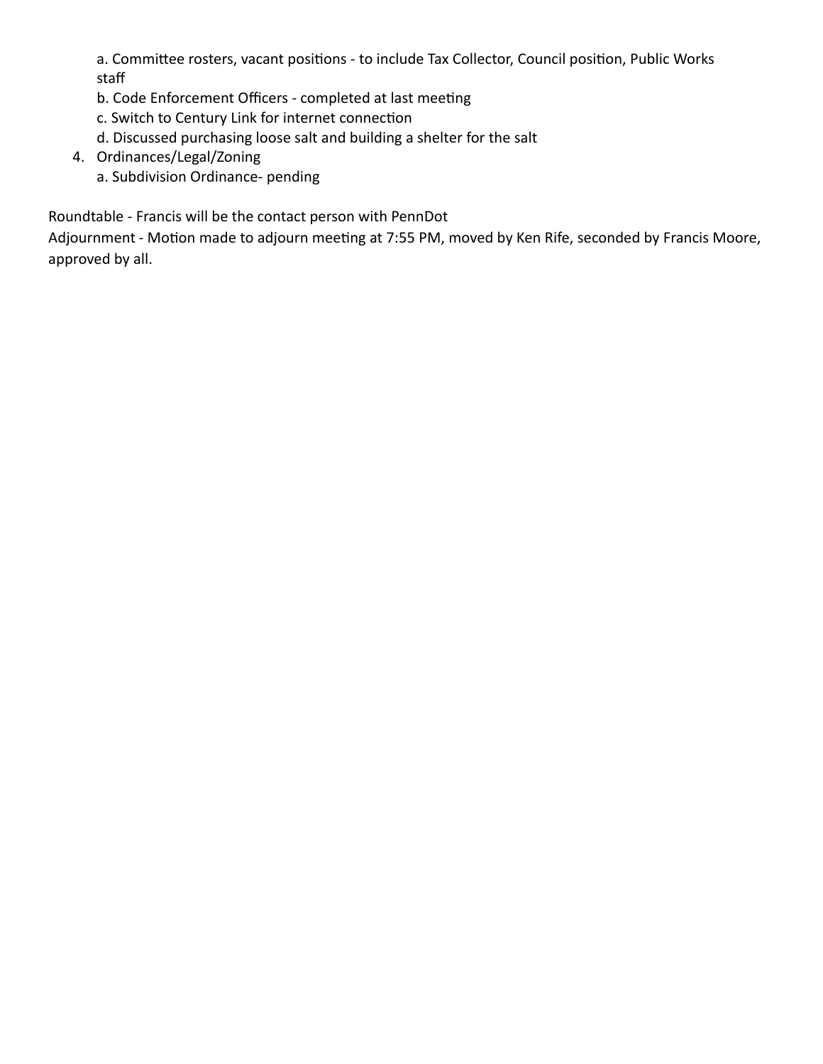a. Committee rosters, vacant positions - to include Tax Collector, Council position, Public Works staff
b. Code Enforcement Officers - completed at last meeting
c. Switch to Century Link for internet connection
d. Discussed purchasing loose salt and building a shelter for the salt

4. Ordinances/Legal/Zoning
   a. Subdivision Ordinance- pending

Roundtable - Francis will be the contact person with PennDot
Adjournment - Motion made to adjourn meeting at 7:55 PM, moved by Ken Rife, seconded by Francis Moore, approved by all.